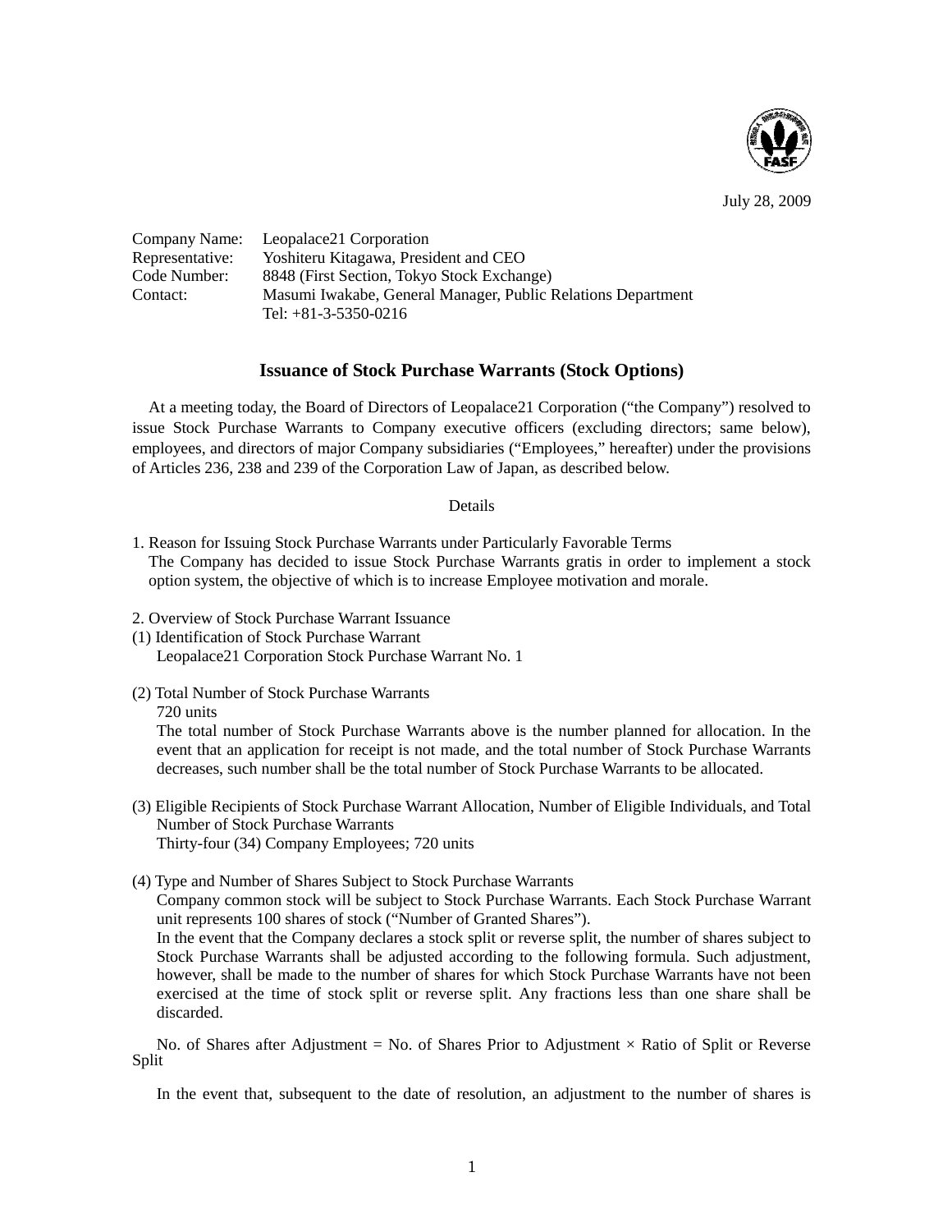July 28, 2009

Company Name: Leopalace21 Corporation
Representative: Yoshiteru Kitagawa, President and CEO
Code Number: 8848 (First Section, Tokyo Stock Exchange)
Contact: Masumi Iwakabe, General Manager, Public Relations Department
Tel: +81-3-5350-0216

## Issuance of Stock Purchase Warrants (Stock Options)

At a meeting today, the Board of Directors of Leopalace21 Corporation ("the Company") resolved to issue Stock Purchase Warrants to Company executive officers (excluding directors; same below), employees, and directors of major Company subsidiaries ("Employees," hereafter) under the provisions of Articles 236, 238 and 239 of the Corporation Law of Japan, as described below.

Details

1. Reason for Issuing Stock Purchase Warrants under Particularly Favorable Terms
   The Company has decided to issue Stock Purchase Warrants gratis in order to implement a stock option system, the objective of which is to increase Employee motivation and morale.

2. Overview of Stock Purchase Warrant Issuance

(1) Identification of Stock Purchase Warrant
   Leopalace21 Corporation Stock Purchase Warrant No. 1

(2) Total Number of Stock Purchase Warrants
   720 units
   The total number of Stock Purchase Warrants above is the number planned for allocation. In the event that an application for receipt is not made, and the total number of Stock Purchase Warrants decreases, such number shall be the total number of Stock Purchase Warrants to be allocated.

(3) Eligible Recipients of Stock Purchase Warrant Allocation, Number of Eligible Individuals, and Total Number of Stock Purchase Warrants
   Thirty-four (34) Company Employees; 720 units

(4) Type and Number of Shares Subject to Stock Purchase Warrants
   Company common stock will be subject to Stock Purchase Warrants. Each Stock Purchase Warrant unit represents 100 shares of stock ("Number of Granted Shares").
   In the event that the Company declares a stock split or reverse split, the number of shares subject to Stock Purchase Warrants shall be adjusted according to the following formula. Such adjustment, however, shall be made to the number of shares for which Stock Purchase Warrants have not been exercised at the time of stock split or reverse split. Any fractions less than one share shall be discarded.

   No. of Shares after Adjustment = No. of Shares Prior to Adjustment × Ratio of Split or Reverse Split

   In the event that, subsequent to the date of resolution, an adjustment to the number of shares is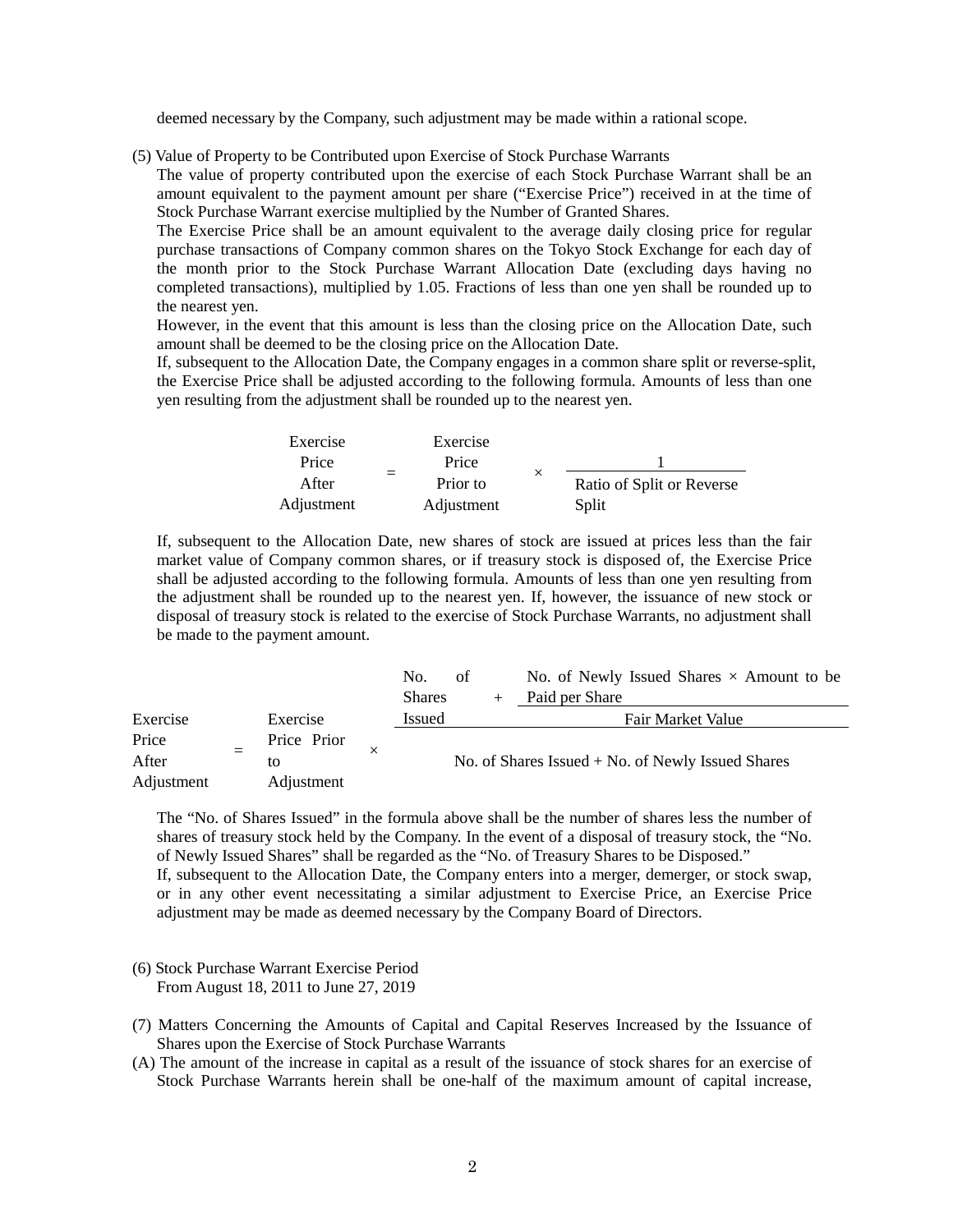deemed necessary by the Company, such adjustment may be made within a rational scope.

(5) Value of Property to be Contributed upon Exercise of Stock Purchase Warrants

The value of property contributed upon the exercise of each Stock Purchase Warrant shall be an amount equivalent to the payment amount per share ("Exercise Price") received in at the time of Stock Purchase Warrant exercise multiplied by the Number of Granted Shares.

The Exercise Price shall be an amount equivalent to the average daily closing price for regular purchase transactions of Company common shares on the Tokyo Stock Exchange for each day of the month prior to the Stock Purchase Warrant Allocation Date (excluding days having no completed transactions), multiplied by 1.05. Fractions of less than one yen shall be rounded up to the nearest yen.

However, in the event that this amount is less than the closing price on the Allocation Date, such amount shall be deemed to be the closing price on the Allocation Date.

If, subsequent to the Allocation Date, the Company engages in a common share split or reverse-split, the Exercise Price shall be adjusted according to the following formula. Amounts of less than one yen resulting from the adjustment shall be rounded up to the nearest yen.

$$\text{Exercise Price After Adjustment} = \text{Exercise Price Prior to Adjustment} \times \frac{1}{\text{Ratio of Split or Reverse Split}}$$

If, subsequent to the Allocation Date, new shares of stock are issued at prices less than the fair market value of Company common shares, or if treasury stock is disposed of, the Exercise Price shall be adjusted according to the following formula. Amounts of less than one yen resulting from the adjustment shall be rounded up to the nearest yen. If, however, the issuance of new stock or disposal of treasury stock is related to the exercise of Stock Purchase Warrants, no adjustment shall be made to the payment amount.

$$\text{Exercise Price After Adjustment} = \text{Exercise Price Prior to Adjustment} \times \frac{\text{No. of Shares Issued} + \dfrac{\text{No. of Newly Issued Shares} \times \text{Amount to be Paid per Share}}{\text{Fair Market Value}}}{\text{No. of Shares Issued} + \text{No. of Newly Issued Shares}}$$

The "No. of Shares Issued" in the formula above shall be the number of shares less the number of shares of treasury stock held by the Company. In the event of a disposal of treasury stock, the "No. of Newly Issued Shares" shall be regarded as the "No. of Treasury Shares to be Disposed."

If, subsequent to the Allocation Date, the Company enters into a merger, demerger, or stock swap, or in any other event necessitating a similar adjustment to Exercise Price, an Exercise Price adjustment may be made as deemed necessary by the Company Board of Directors.

(6) Stock Purchase Warrant Exercise Period

From August 18, 2011 to June 27, 2019

(7) Matters Concerning the Amounts of Capital and Capital Reserves Increased by the Issuance of Shares upon the Exercise of Stock Purchase Warrants

(A) The amount of the increase in capital as a result of the issuance of stock shares for an exercise of Stock Purchase Warrants herein shall be one-half of the maximum amount of capital increase,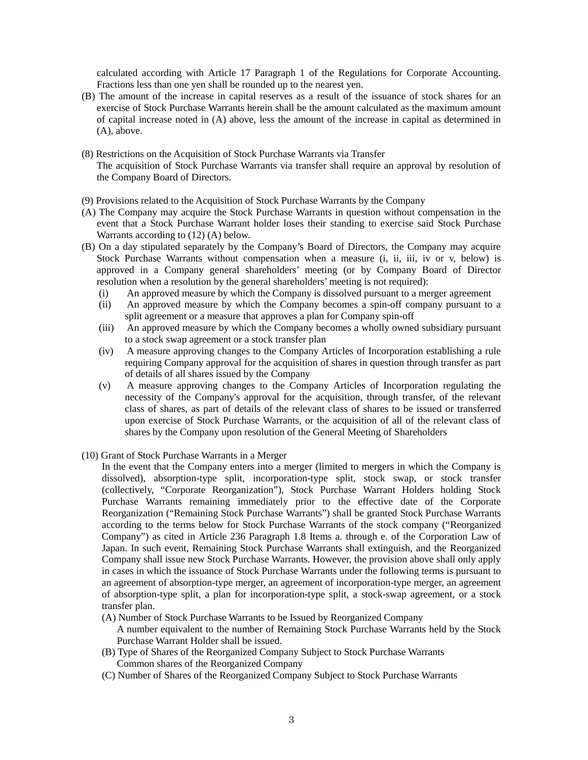calculated according with Article 17 Paragraph 1 of the Regulations for Corporate Accounting. Fractions less than one yen shall be rounded up to the nearest yen.

(B) The amount of the increase in capital reserves as a result of the issuance of stock shares for an exercise of Stock Purchase Warrants herein shall be the amount calculated as the maximum amount of capital increase noted in (A) above, less the amount of the increase in capital as determined in (A), above.

(8) Restrictions on the Acquisition of Stock Purchase Warrants via Transfer

The acquisition of Stock Purchase Warrants via transfer shall require an approval by resolution of the Company Board of Directors.

(9) Provisions related to the Acquisition of Stock Purchase Warrants by the Company

(A) The Company may acquire the Stock Purchase Warrants in question without compensation in the event that a Stock Purchase Warrant holder loses their standing to exercise said Stock Purchase Warrants according to (12) (A) below.

(B) On a day stipulated separately by the Company's Board of Directors, the Company may acquire Stock Purchase Warrants without compensation when a measure (i, ii, iii, iv or v, below) is approved in a Company general shareholders' meeting (or by Company Board of Director resolution when a resolution by the general shareholders' meeting is not required):

- (i) An approved measure by which the Company is dissolved pursuant to a merger agreement
- (ii) An approved measure by which the Company becomes a spin-off company pursuant to a split agreement or a measure that approves a plan for Company spin-off
- (iii) An approved measure by which the Company becomes a wholly owned subsidiary pursuant to a stock swap agreement or a stock transfer plan
- (iv) A measure approving changes to the Company Articles of Incorporation establishing a rule requiring Company approval for the acquisition of shares in question through transfer as part of details of all shares issued by the Company
- (v) A measure approving changes to the Company Articles of Incorporation regulating the necessity of the Company's approval for the acquisition, through transfer, of the relevant class of shares, as part of details of the relevant class of shares to be issued or transferred upon exercise of Stock Purchase Warrants, or the acquisition of all of the relevant class of shares by the Company upon resolution of the General Meeting of Shareholders

(10) Grant of Stock Purchase Warrants in a Merger

In the event that the Company enters into a merger (limited to mergers in which the Company is dissolved), absorption-type split, incorporation-type split, stock swap, or stock transfer (collectively, "Corporate Reorganization"), Stock Purchase Warrant Holders holding Stock Purchase Warrants remaining immediately prior to the effective date of the Corporate Reorganization ("Remaining Stock Purchase Warrants") shall be granted Stock Purchase Warrants according to the terms below for Stock Purchase Warrants of the stock company ("Reorganized Company") as cited in Article 236 Paragraph 1.8 Items a. through e. of the Corporation Law of Japan. In such event, Remaining Stock Purchase Warrants shall extinguish, and the Reorganized Company shall issue new Stock Purchase Warrants. However, the provision above shall only apply in cases in which the issuance of Stock Purchase Warrants under the following terms is pursuant to an agreement of absorption-type merger, an agreement of incorporation-type merger, an agreement of absorption-type split, a plan for incorporation-type split, a stock-swap agreement, or a stock transfer plan.

(A) Number of Stock Purchase Warrants to be Issued by Reorganized Company

A number equivalent to the number of Remaining Stock Purchase Warrants held by the Stock Purchase Warrant Holder shall be issued.

(B) Type of Shares of the Reorganized Company Subject to Stock Purchase Warrants

Common shares of the Reorganized Company

(C) Number of Shares of the Reorganized Company Subject to Stock Purchase Warrants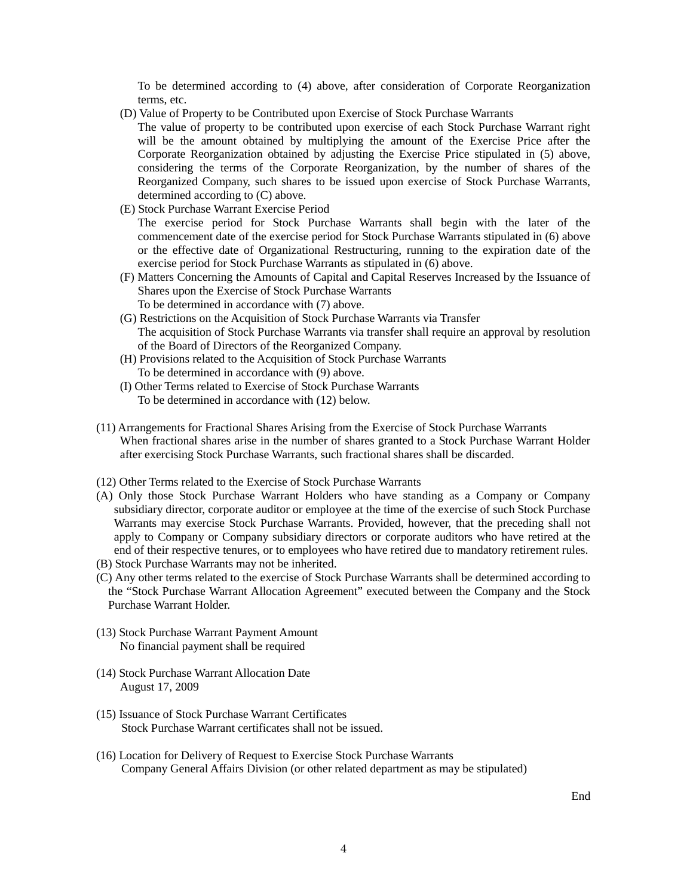To be determined according to (4) above, after consideration of Corporate Reorganization terms, etc.

(D) Value of Property to be Contributed upon Exercise of Stock Purchase Warrants

The value of property to be contributed upon exercise of each Stock Purchase Warrant right will be the amount obtained by multiplying the amount of the Exercise Price after the Corporate Reorganization obtained by adjusting the Exercise Price stipulated in (5) above, considering the terms of the Corporate Reorganization, by the number of shares of the Reorganized Company, such shares to be issued upon exercise of Stock Purchase Warrants, determined according to (C) above.

(E) Stock Purchase Warrant Exercise Period

The exercise period for Stock Purchase Warrants shall begin with the later of the commencement date of the exercise period for Stock Purchase Warrants stipulated in (6) above or the effective date of Organizational Restructuring, running to the expiration date of the exercise period for Stock Purchase Warrants as stipulated in (6) above.

(F) Matters Concerning the Amounts of Capital and Capital Reserves Increased by the Issuance of Shares upon the Exercise of Stock Purchase Warrants

To be determined in accordance with (7) above.

(G) Restrictions on the Acquisition of Stock Purchase Warrants via Transfer

The acquisition of Stock Purchase Warrants via transfer shall require an approval by resolution of the Board of Directors of the Reorganized Company.

(H) Provisions related to the Acquisition of Stock Purchase Warrants

To be determined in accordance with (9) above.

(I) Other Terms related to Exercise of Stock Purchase Warrants

To be determined in accordance with (12) below.

(11) Arrangements for Fractional Shares Arising from the Exercise of Stock Purchase Warrants

When fractional shares arise in the number of shares granted to a Stock Purchase Warrant Holder after exercising Stock Purchase Warrants, such fractional shares shall be discarded.

(12) Other Terms related to the Exercise of Stock Purchase Warrants

(A) Only those Stock Purchase Warrant Holders who have standing as a Company or Company subsidiary director, corporate auditor or employee at the time of the exercise of such Stock Purchase Warrants may exercise Stock Purchase Warrants. Provided, however, that the preceding shall not apply to Company or Company subsidiary directors or corporate auditors who have retired at the end of their respective tenures, or to employees who have retired due to mandatory retirement rules.

(B) Stock Purchase Warrants may not be inherited.

(C) Any other terms related to the exercise of Stock Purchase Warrants shall be determined according to the “Stock Purchase Warrant Allocation Agreement” executed between the Company and the Stock Purchase Warrant Holder.

(13) Stock Purchase Warrant Payment Amount

No financial payment shall be required

(14) Stock Purchase Warrant Allocation Date

August 17, 2009

(15) Issuance of Stock Purchase Warrant Certificates

Stock Purchase Warrant certificates shall not be issued.

(16) Location for Delivery of Request to Exercise Stock Purchase Warrants

Company General Affairs Division (or other related department as may be stipulated)

End